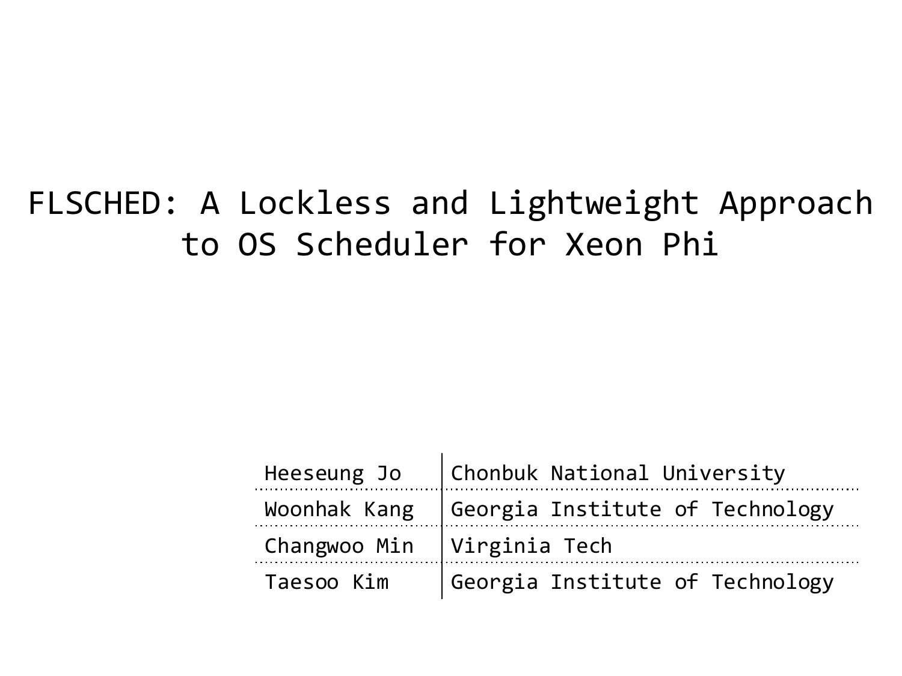# FLSCHED: A Lockless and Lightweight Approach to OS Scheduler for Xeon Phi

| | |
|---|---|
| Heeseung Jo | Chonbuk National University |
| Woonhak Kang | Georgia Institute of Technology |
| Changwoo Min | Virginia Tech |
| Taesoo Kim | Georgia Institute of Technology |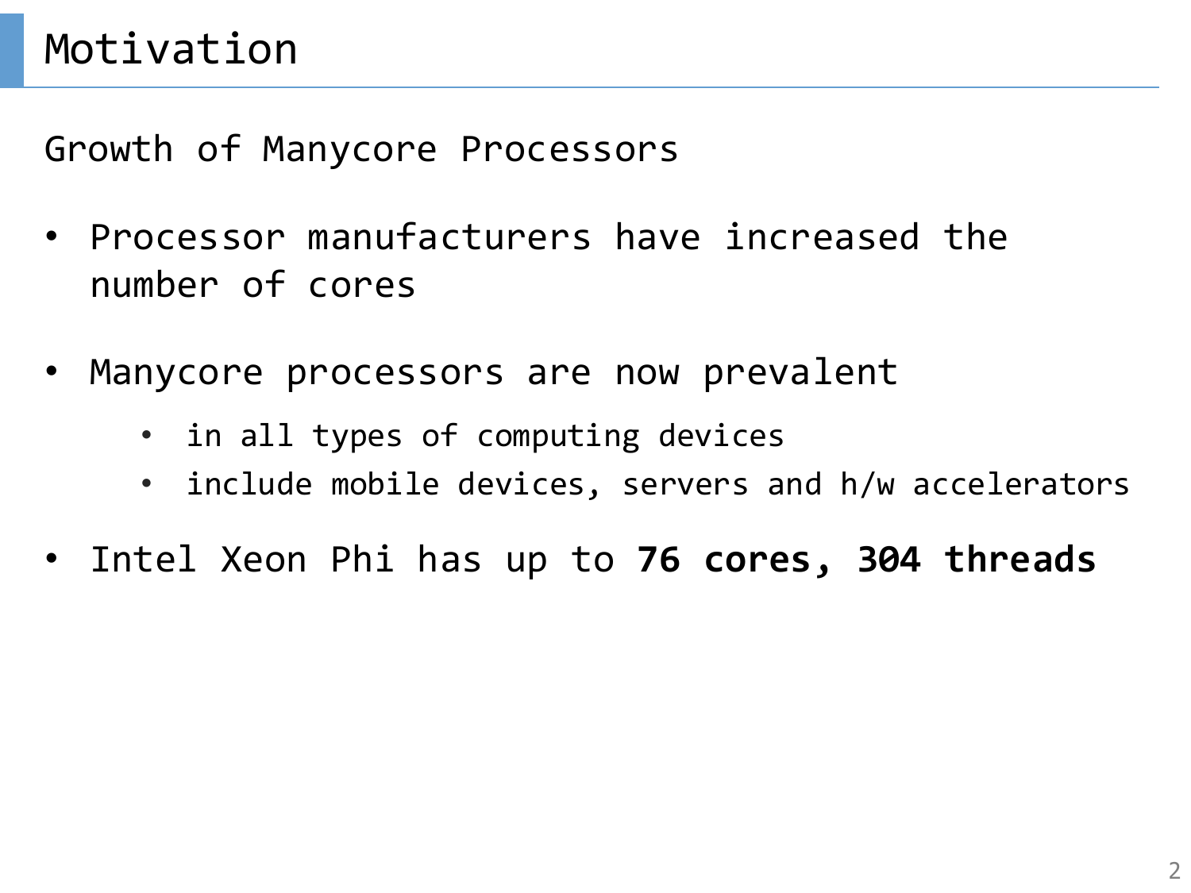# Motivation

Growth of Manycore Processors

- Processor manufacturers have increased the number of cores
- Manycore processors are now prevalent
  - in all types of computing devices
  - include mobile devices, servers and h/w accelerators
- Intel Xeon Phi has up to **76 cores, 304 threads**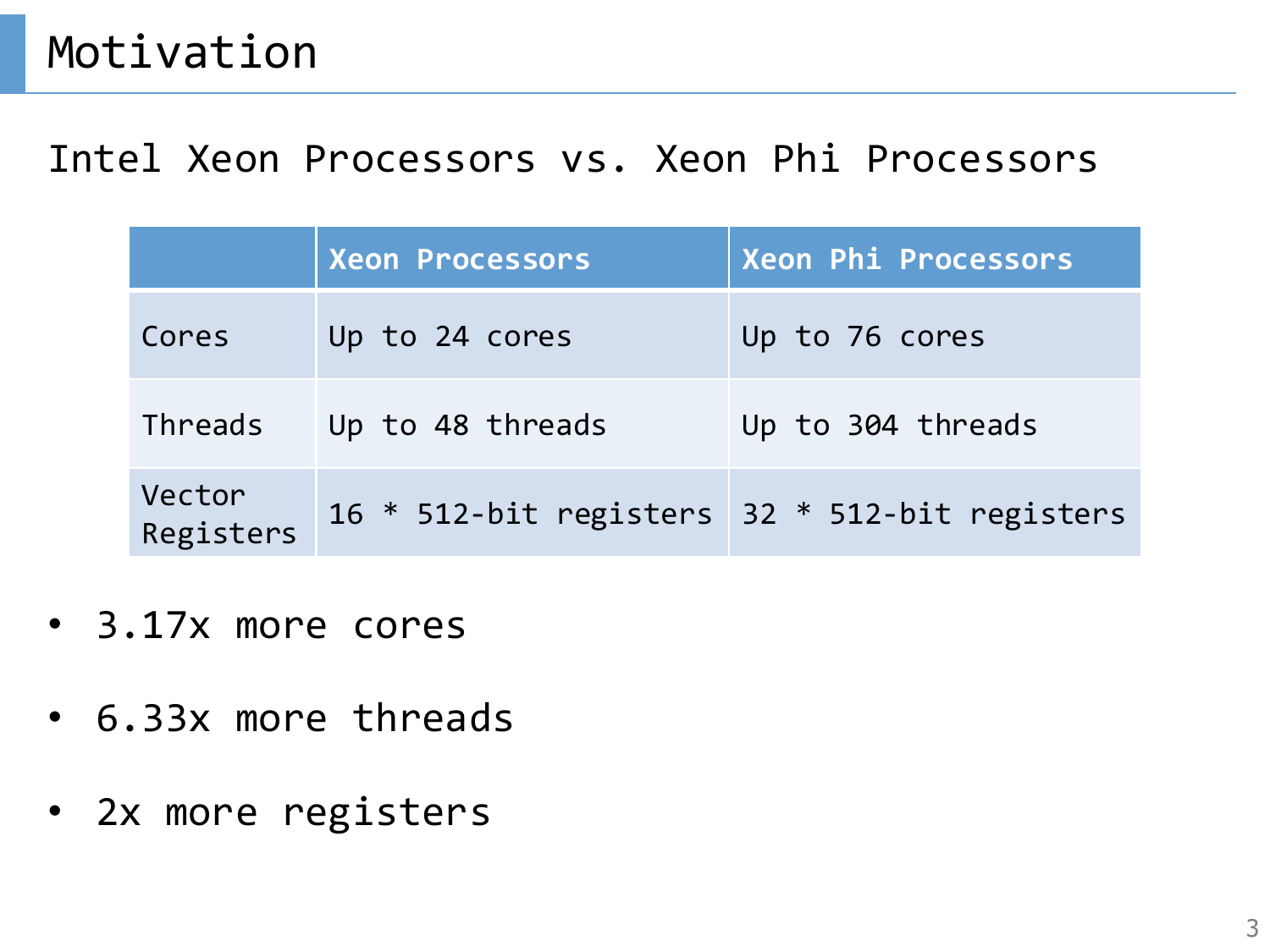# Motivation

## Intel Xeon Processors vs. Xeon Phi Processors

| | Xeon Processors | Xeon Phi Processors |
|---|---|---|
| Cores | Up to 24 cores | Up to 76 cores |
| Threads | Up to 48 threads | Up to 304 threads |
| Vector Registers | 16 * 512-bit registers | 32 * 512-bit registers |

- 3.17x more cores
- 6.33x more threads
- 2x more registers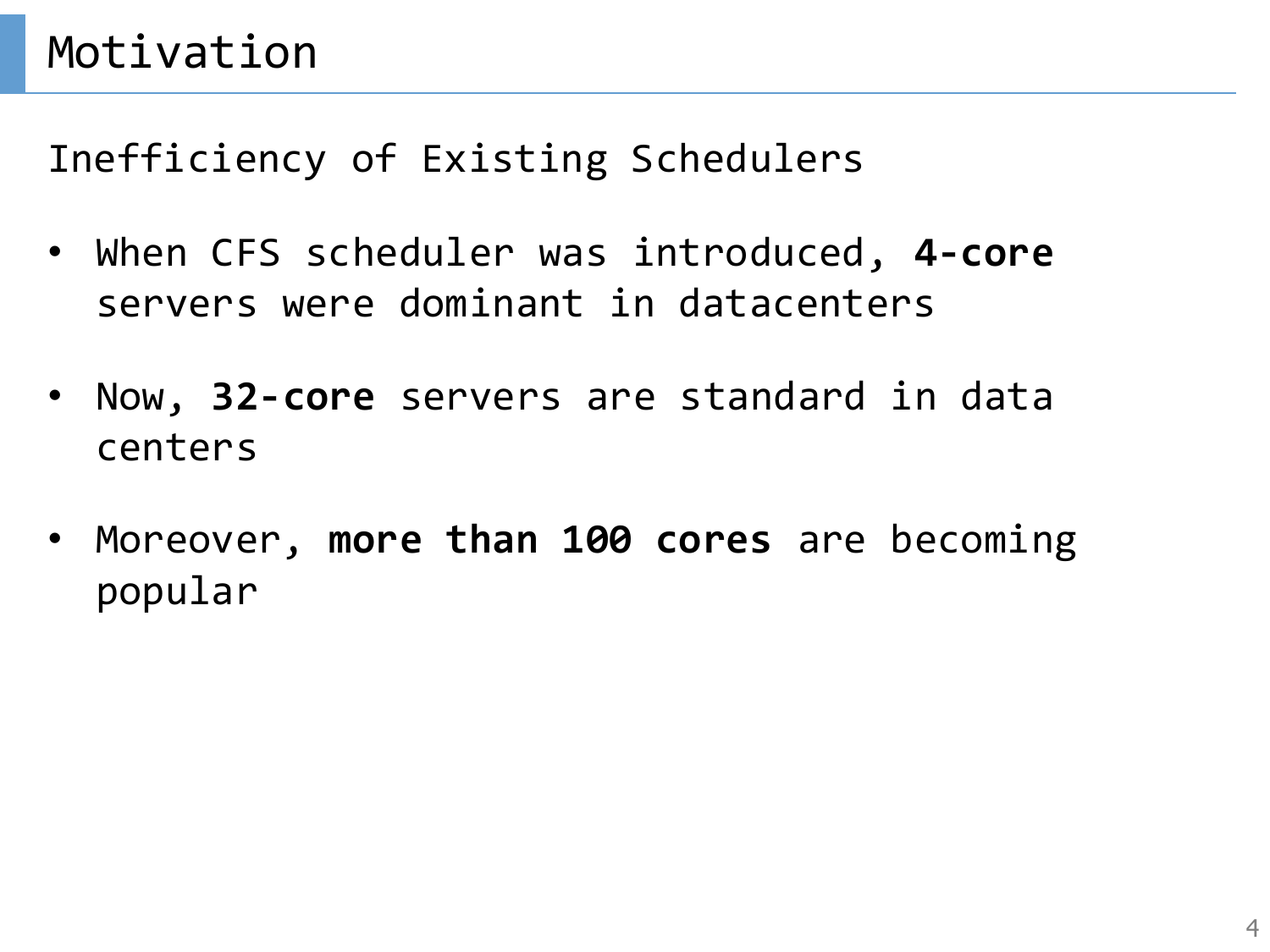# Motivation

Inefficiency of Existing Schedulers

- When CFS scheduler was introduced, **4-core** servers were dominant in datacenters
- Now, **32-core** servers are standard in data centers
- Moreover, **more than 100 cores** are becoming popular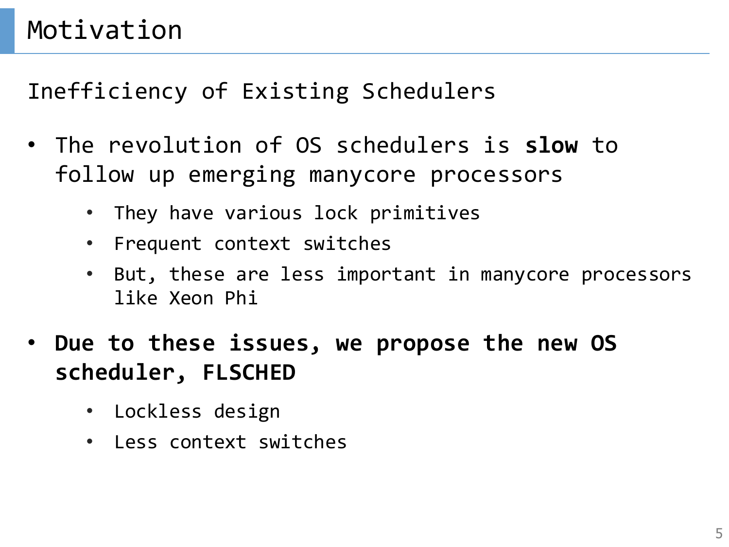# Motivation

## Inefficiency of Existing Schedulers

- The revolution of OS schedulers is **slow** to follow up emerging manycore processors
  - They have various lock primitives
  - Frequent context switches
  - But, these are less important in manycore processors like Xeon Phi
- **Due to these issues, we propose the new OS scheduler, FLSCHED**
  - Lockless design
  - Less context switches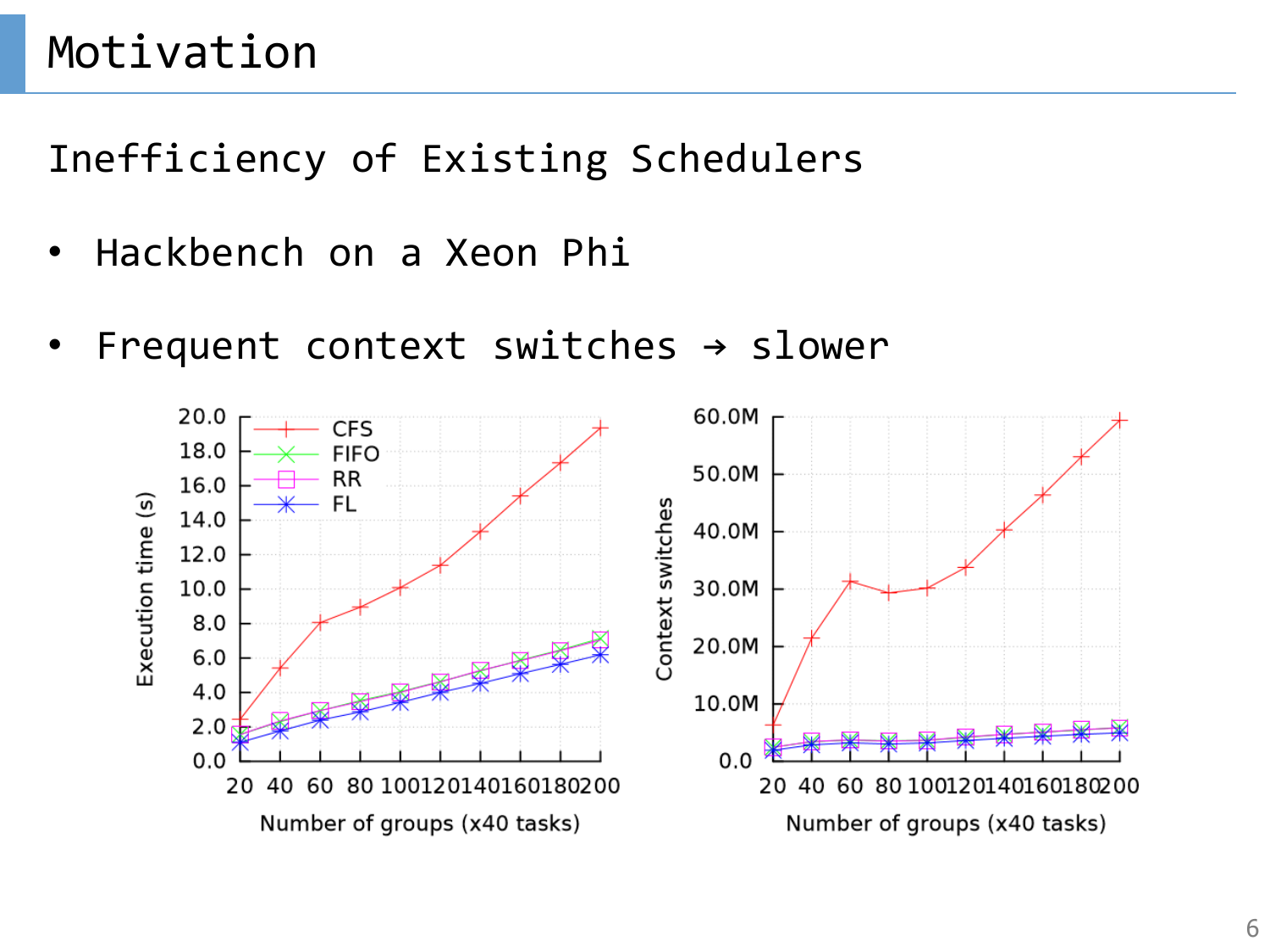# Motivation

Inefficiency of Existing Schedulers

- Hackbench on a Xeon Phi
- Frequent context switches → slower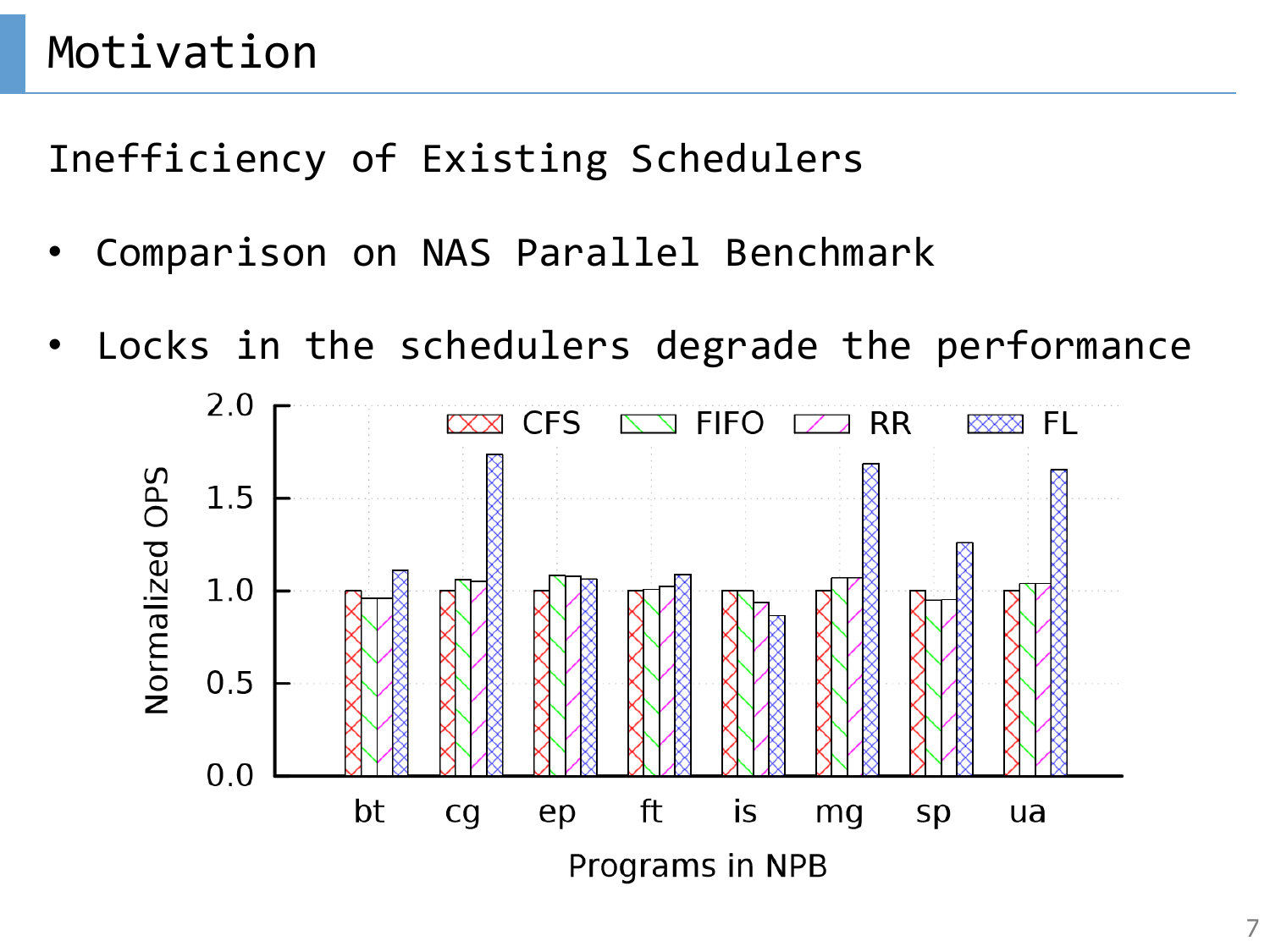# Motivation

Inefficiency of Existing Schedulers

- Comparison on NAS Parallel Benchmark
- Locks in the schedulers degrade the performance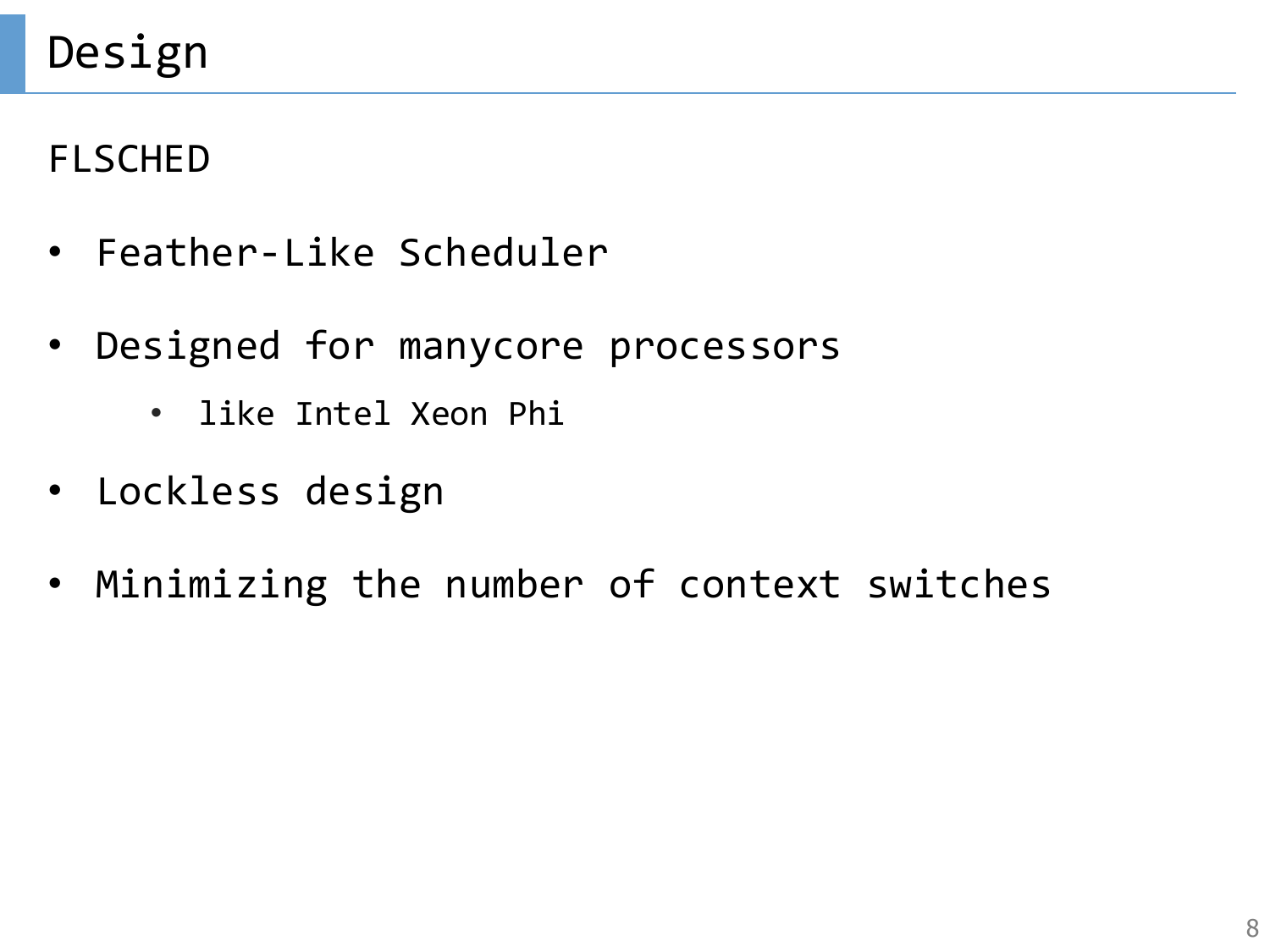# Design

FLSCHED

- Feather-Like Scheduler
- Designed for manycore processors
  - like Intel Xeon Phi
- Lockless design
- Minimizing the number of context switches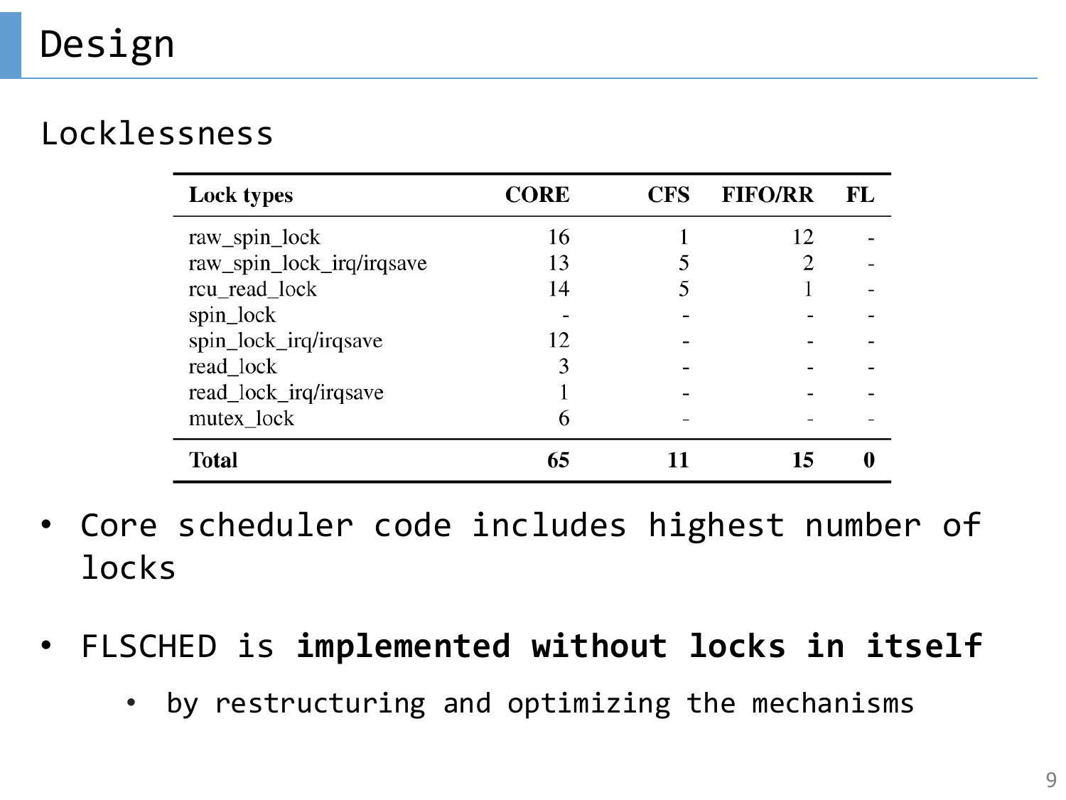# Design

## Locklessness

| Lock types | CORE | CFS | FIFO/RR | FL |
|---|---|---|---|---|
| raw_spin_lock | 16 | 1 | 12 | - |
| raw_spin_lock_irq/irqsave | 13 | 5 | 2 | - |
| rcu_read_lock | 14 | 5 | 1 | - |
| spin_lock | - | - | - | - |
| spin_lock_irq/irqsave | 12 | - | - | - |
| read_lock | 3 | - | - | - |
| read_lock_irq/irqsave | 1 | - | - | - |
| mutex_lock | 6 | - | - | - |
| **Total** | **65** | **11** | **15** | **0** |

- Core scheduler code includes highest number of locks
- FLSCHED is **implemented without locks in itself**
  - by restructuring and optimizing the mechanisms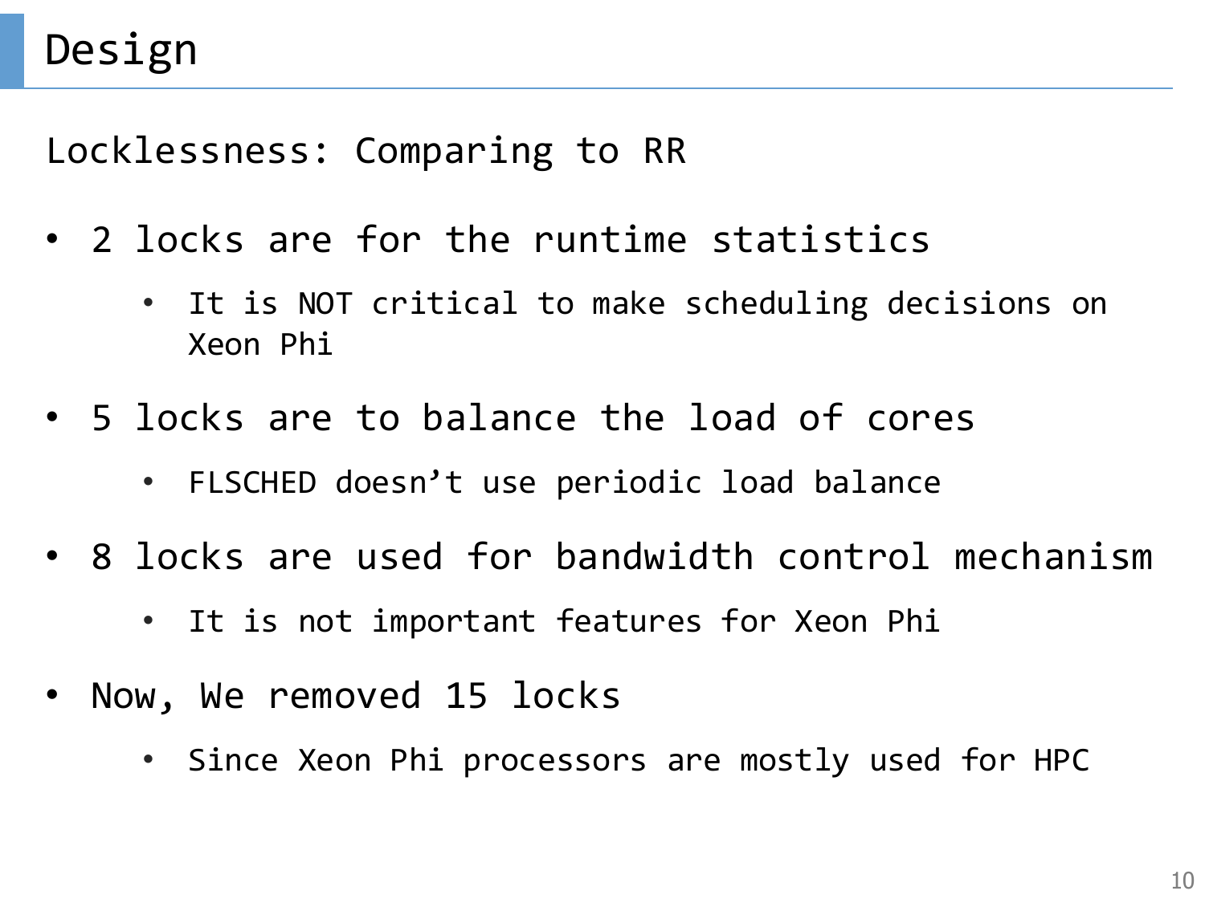# Design

Locklessness: Comparing to RR

- 2 locks are for the runtime statistics
  - It is NOT critical to make scheduling decisions on Xeon Phi
- 5 locks are to balance the load of cores
  - FLSCHED doesn’t use periodic load balance
- 8 locks are used for bandwidth control mechanism
  - It is not important features for Xeon Phi
- Now, We removed 15 locks
  - Since Xeon Phi processors are mostly used for HPC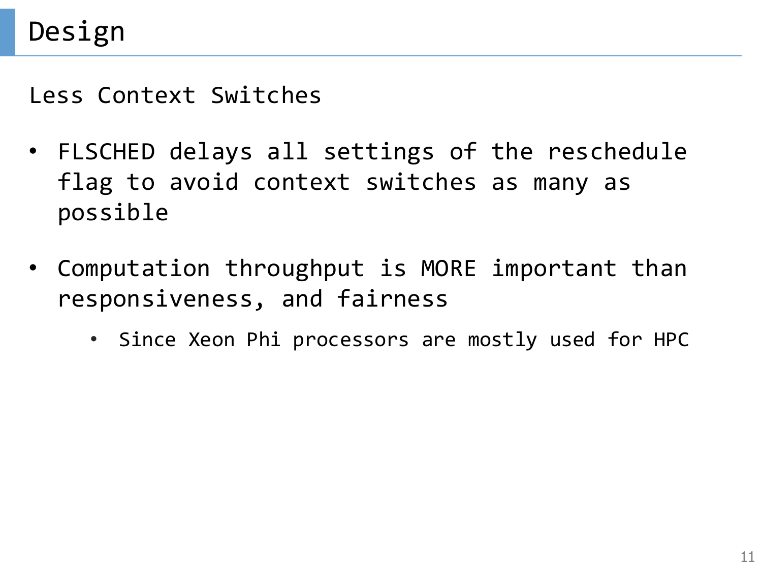# Design

Less Context Switches

- FLSCHED delays all settings of the reschedule flag to avoid context switches as many as possible
- Computation throughput is MORE important than responsiveness, and fairness
    - Since Xeon Phi processors are mostly used for HPC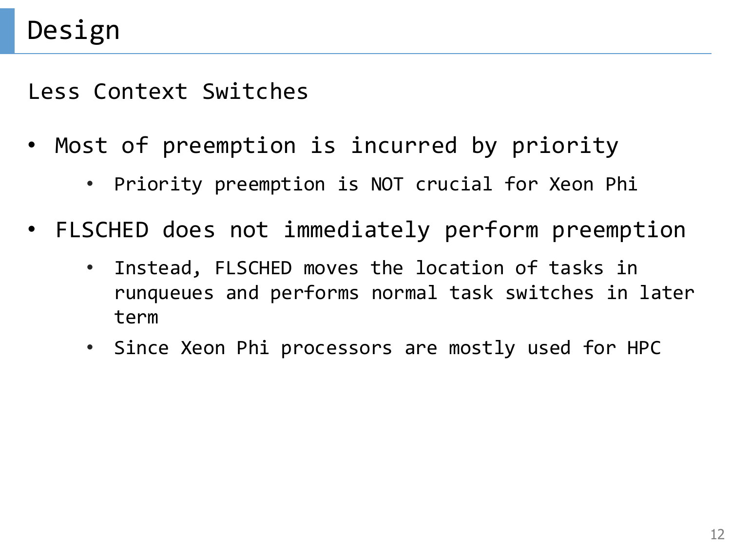# Design

Less Context Switches

- Most of preemption is incurred by priority
  - Priority preemption is NOT crucial for Xeon Phi
- FLSCHED does not immediately perform preemption
  - Instead, FLSCHED moves the location of tasks in runqueues and performs normal task switches in later term
  - Since Xeon Phi processors are mostly used for HPC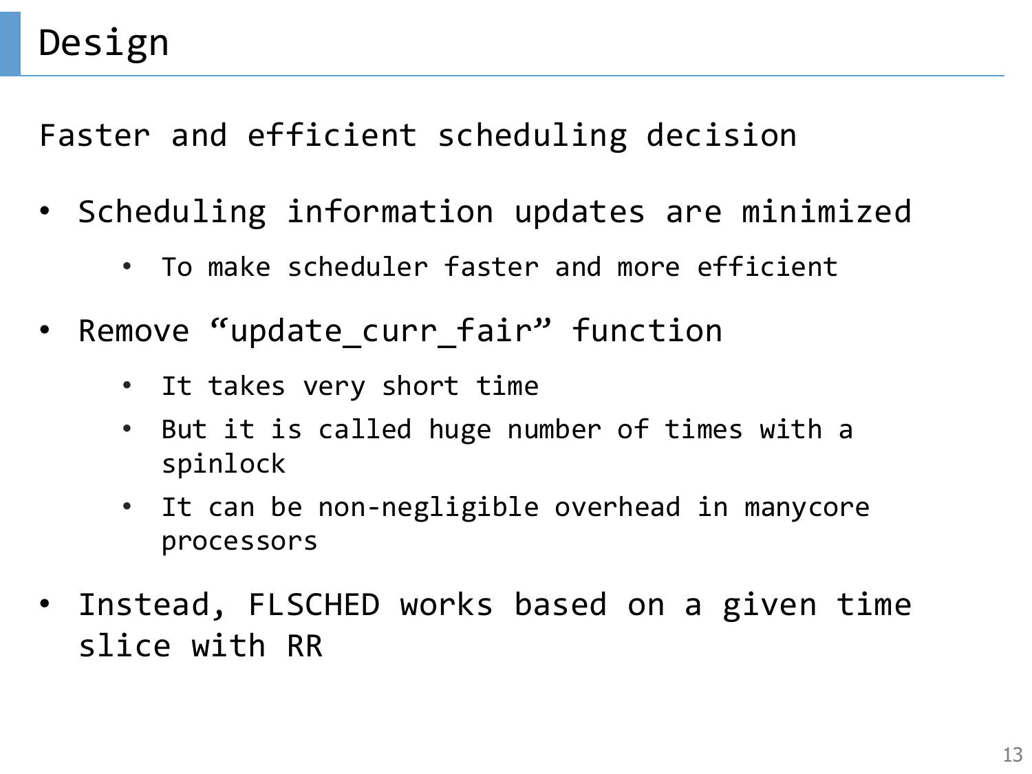# Design

Faster and efficient scheduling decision

- Scheduling information updates are minimized
  - To make scheduler faster and more efficient
- Remove “update_curr_fair” function
  - It takes very short time
  - But it is called huge number of times with a spinlock
  - It can be non-negligible overhead in manycore processors
- Instead, FLSCHED works based on a given time slice with RR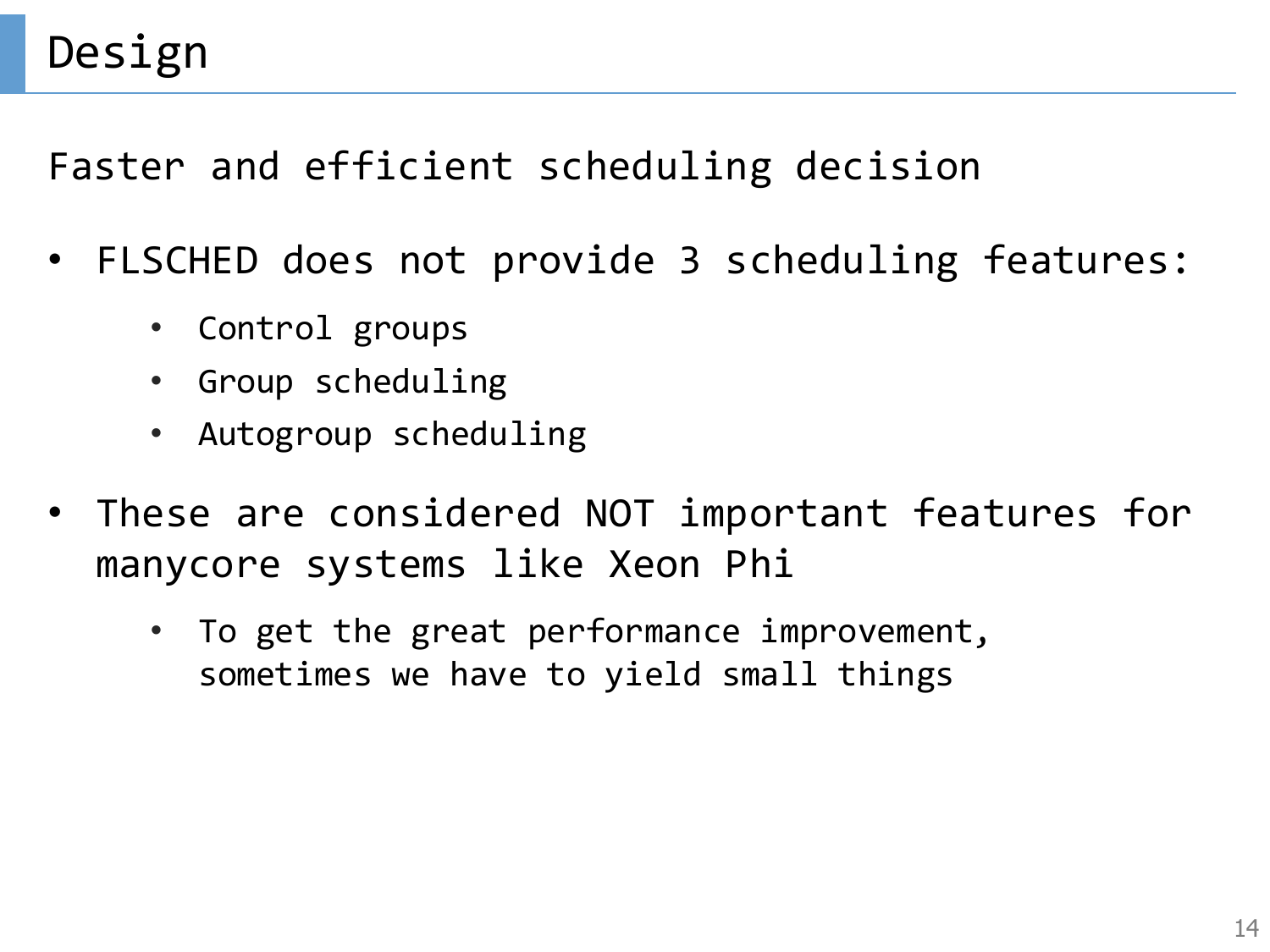# Design

Faster and efficient scheduling decision

- FLSCHED does not provide 3 scheduling features:
  - Control groups
  - Group scheduling
  - Autogroup scheduling
- These are considered NOT important features for manycore systems like Xeon Phi
  - To get the great performance improvement, sometimes we have to yield small things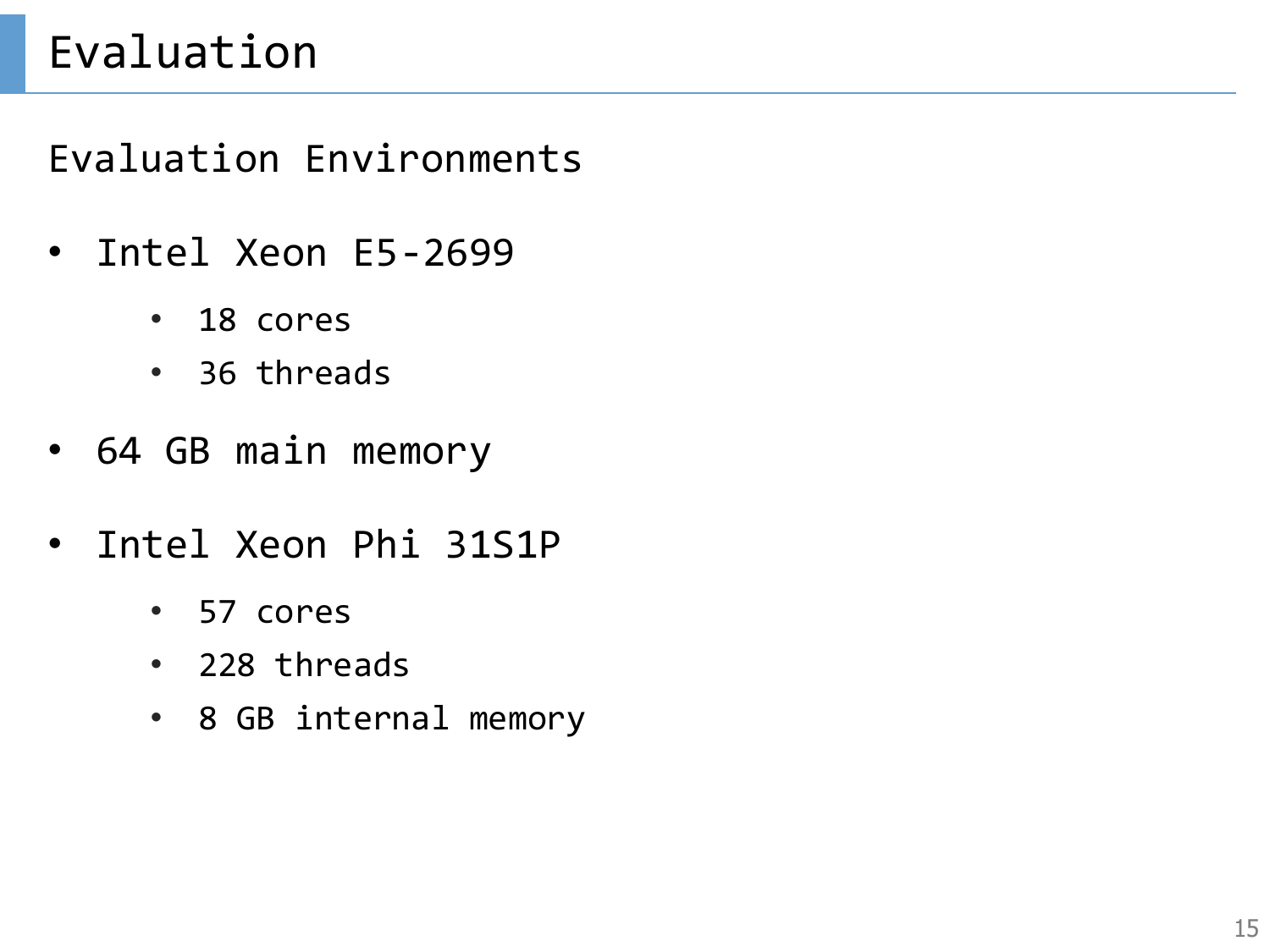# Evaluation

## Evaluation Environments

- Intel Xeon E5-2699
  - 18 cores
  - 36 threads
- 64 GB main memory
- Intel Xeon Phi 31S1P
  - 57 cores
  - 228 threads
  - 8 GB internal memory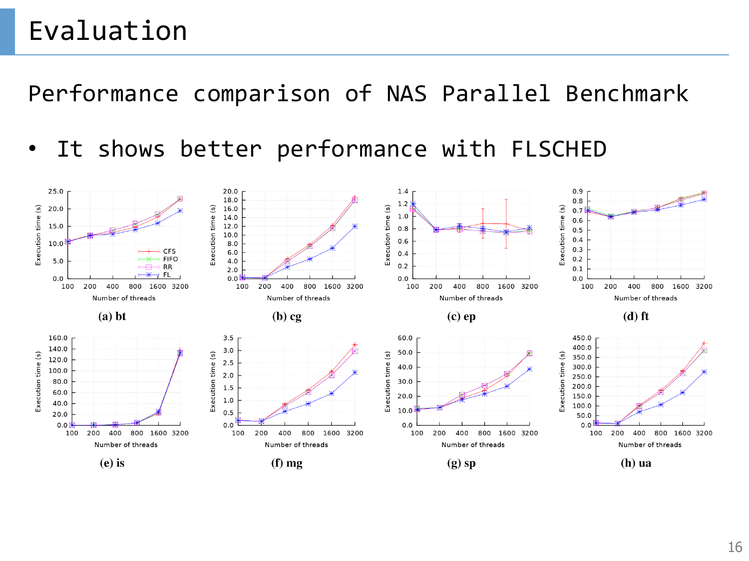# Evaluation

## Performance comparison of NAS Parallel Benchmark

- It shows better performance with FLSCHED

(a) bt

(b) cg

(c) ep

(d) ft

(e) is

(f) mg

(g) sp

(h) ua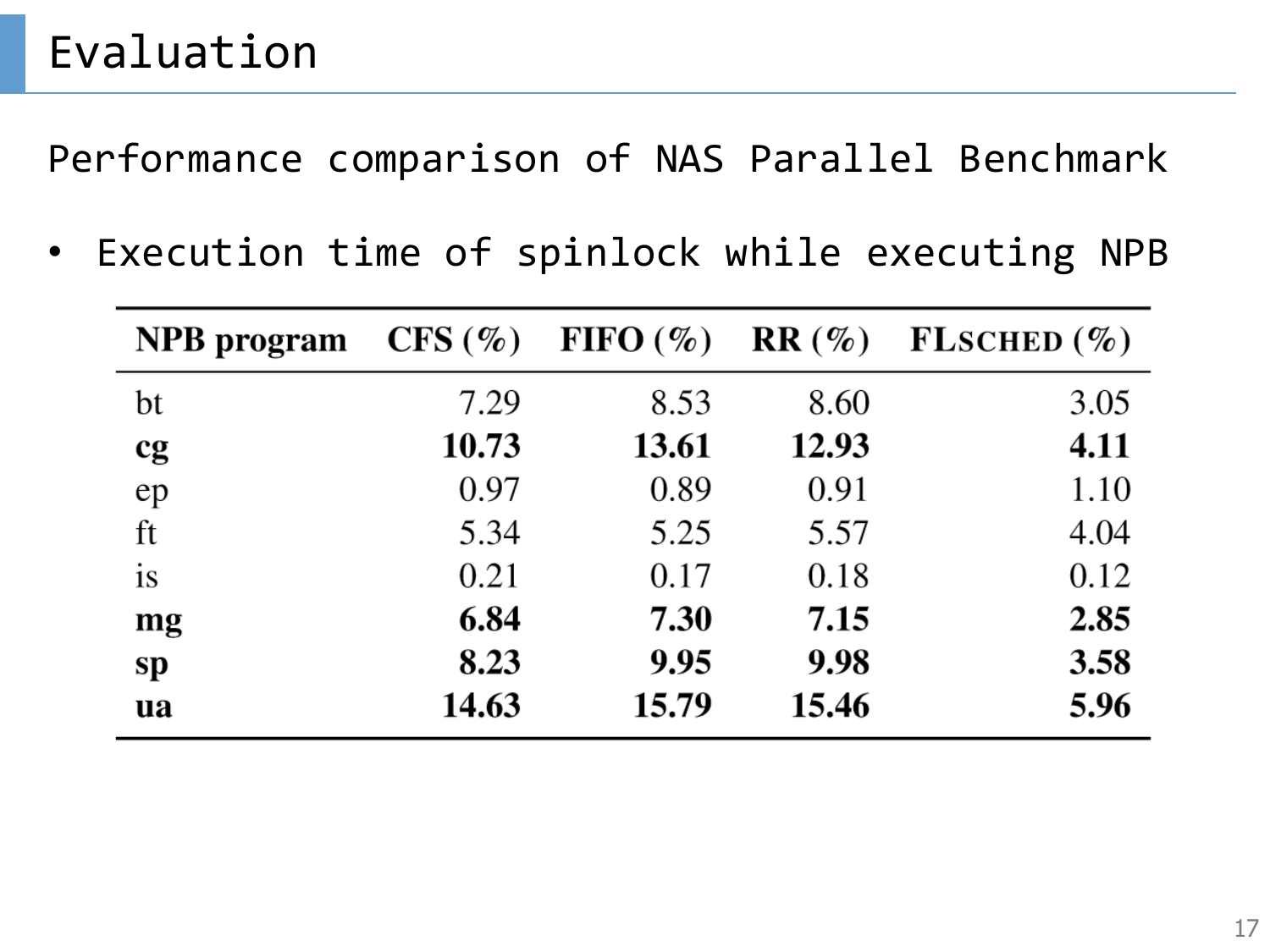# Evaluation

Performance comparison of NAS Parallel Benchmark

- Execution time of spinlock while executing NPB

| NPB program | CFS (%) | FIFO (%) | RR (%) | FLSCHED (%) |
|---|---|---|---|---|
| bt | 7.29 | 8.53 | 8.60 | 3.05 |
| **cg** | **10.73** | **13.61** | **12.93** | **4.11** |
| ep | 0.97 | 0.89 | 0.91 | 1.10 |
| ft | 5.34 | 5.25 | 5.57 | 4.04 |
| is | 0.21 | 0.17 | 0.18 | 0.12 |
| **mg** | **6.84** | **7.30** | **7.15** | **2.85** |
| **sp** | **8.23** | **9.95** | **9.98** | **3.58** |
| **ua** | **14.63** | **15.79** | **15.46** | **5.96** |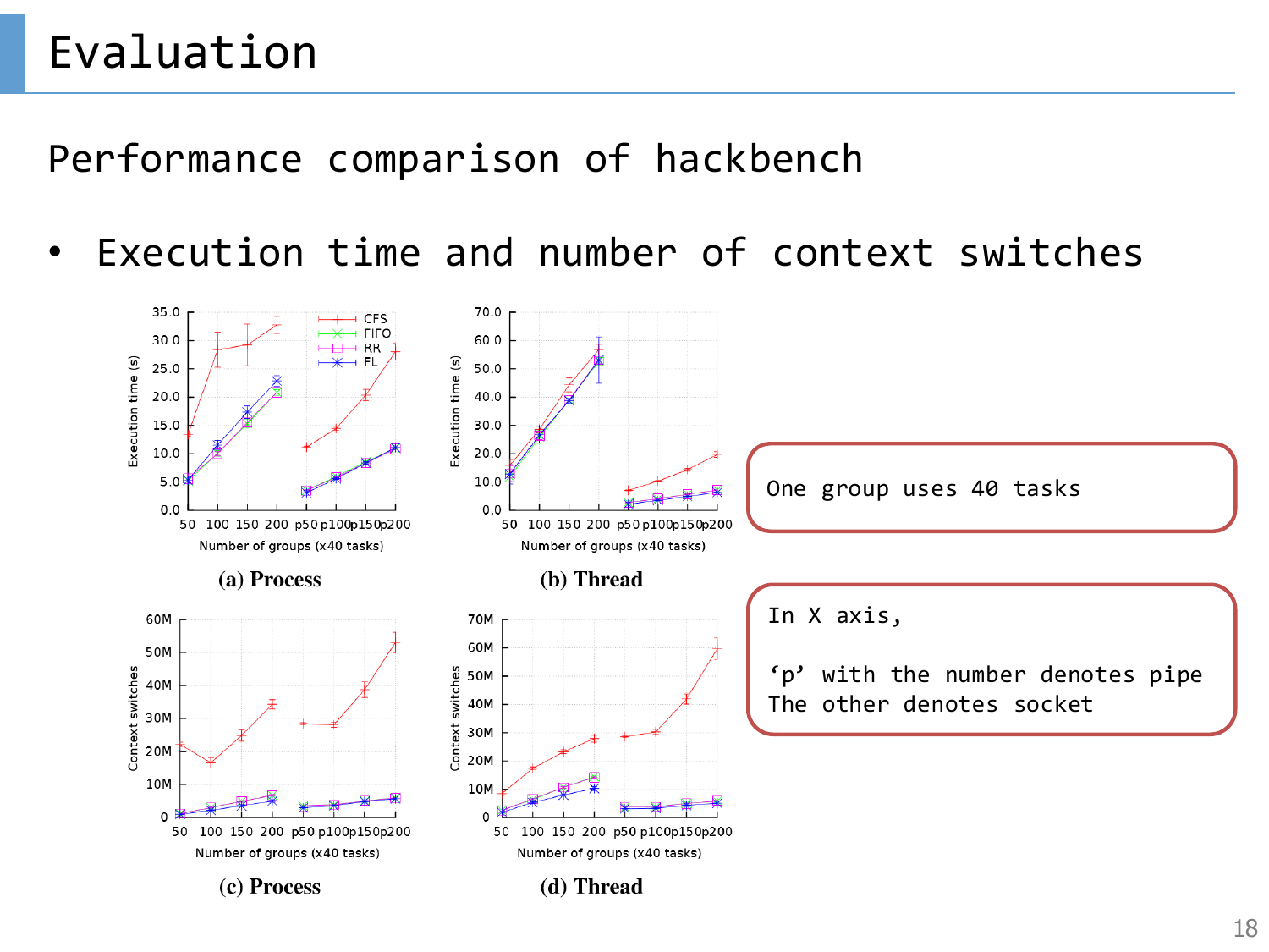# Evaluation

Performance comparison of hackbench

- Execution time and number of context switches

(a) Process

(b) Thread

(c) Process

(d) Thread

One group uses 40 tasks

In X axis,

'p' with the number denotes pipe
The other denotes socket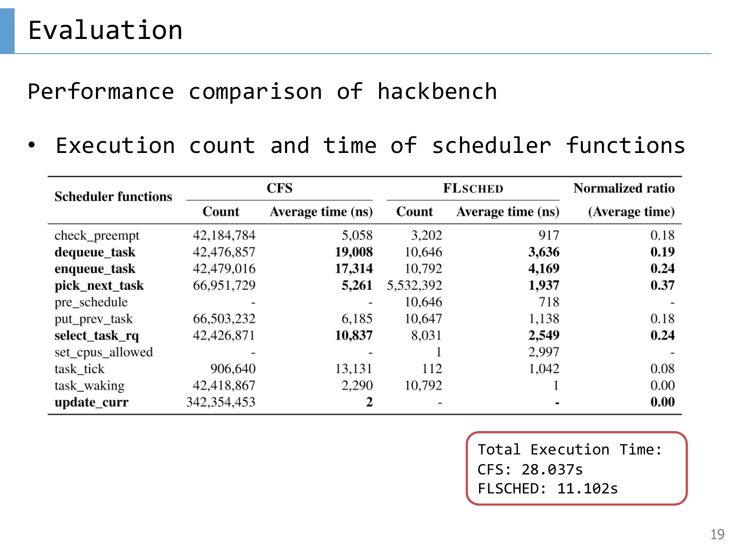# Evaluation

## Performance comparison of hackbench

- Execution count and time of scheduler functions

| Scheduler functions | CFS | | FLSCHED | | Normalized ratio |
|---|---|---|---|---|---|
| | Count | Average time (ns) | Count | Average time (ns) | (Average time) |
| check_preempt | 42,184,784 | 5,058 | 3,202 | 917 | 0.18 |
| **dequeue_task** | 42,476,857 | **19,008** | 10,646 | **3,636** | **0.19** |
| **enqueue_task** | 42,479,016 | **17,314** | 10,792 | **4,169** | **0.24** |
| **pick_next_task** | 66,951,729 | **5,261** | 5,532,392 | **1,937** | **0.37** |
| pre_schedule | - | - | 10,646 | 718 | - |
| put_prev_task | 66,503,232 | 6,185 | 10,647 | 1,138 | 0.18 |
| **select_task_rq** | 42,426,871 | **10,837** | 8,031 | **2,549** | **0.24** |
| set_cpus_allowed | - | - | 1 | 2,997 | - |
| task_tick | 906,640 | 13,131 | 112 | 1,042 | 0.08 |
| task_waking | 42,418,867 | 2,290 | 10,792 | 1 | 0.00 |
| **update_curr** | 342,354,453 | **2** | - | **-** | **0.00** |

Total Execution Time:
CFS: 28.037s
FLSCHED: 11.102s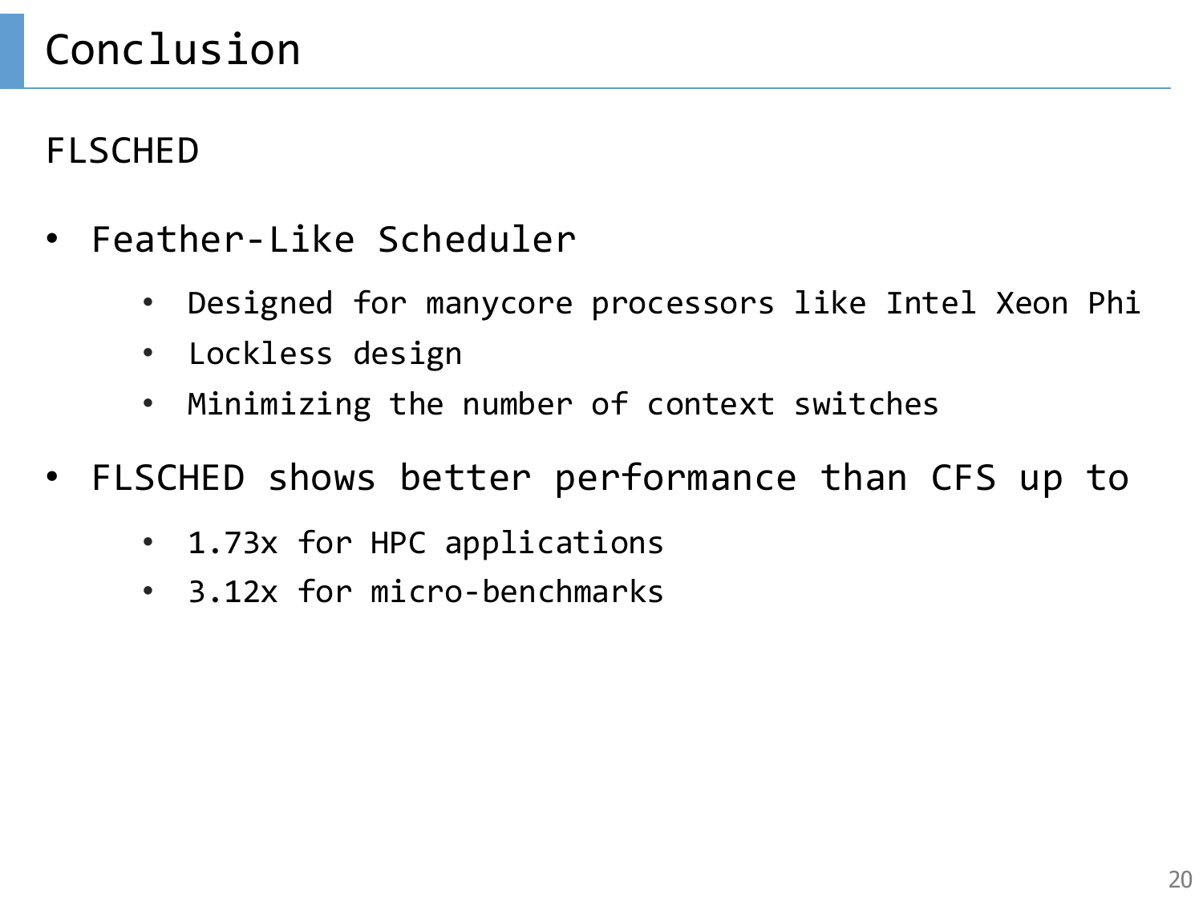# Conclusion

FLSCHED

- Feather-Like Scheduler
  - Designed for manycore processors like Intel Xeon Phi
  - Lockless design
  - Minimizing the number of context switches
- FLSCHED shows better performance than CFS up to
  - 1.73x for HPC applications
  - 3.12x for micro-benchmarks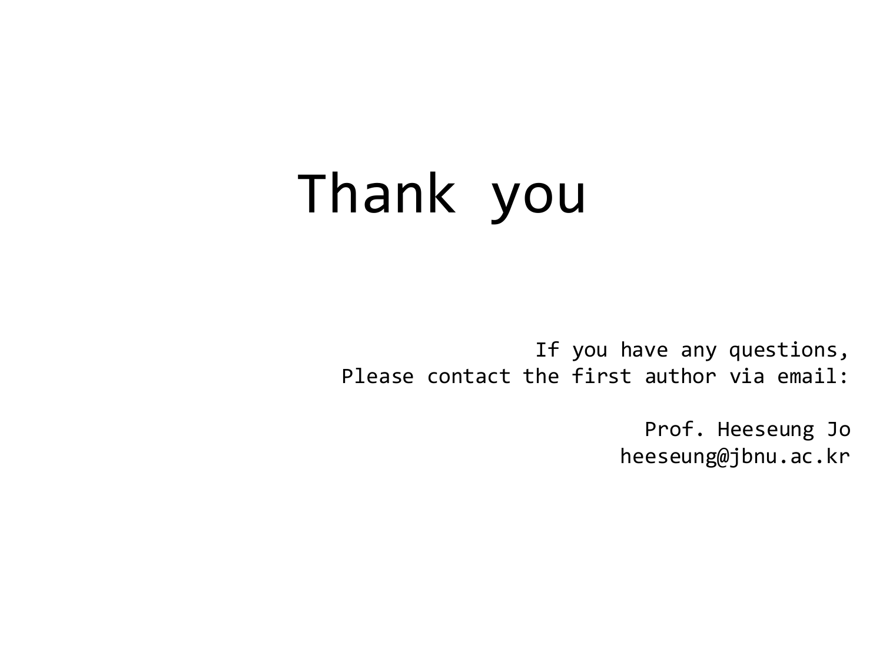# Thank you

If you have any questions,
Please contact the first author via email:

Prof. Heeseung Jo
heeseung@jbnu.ac.kr